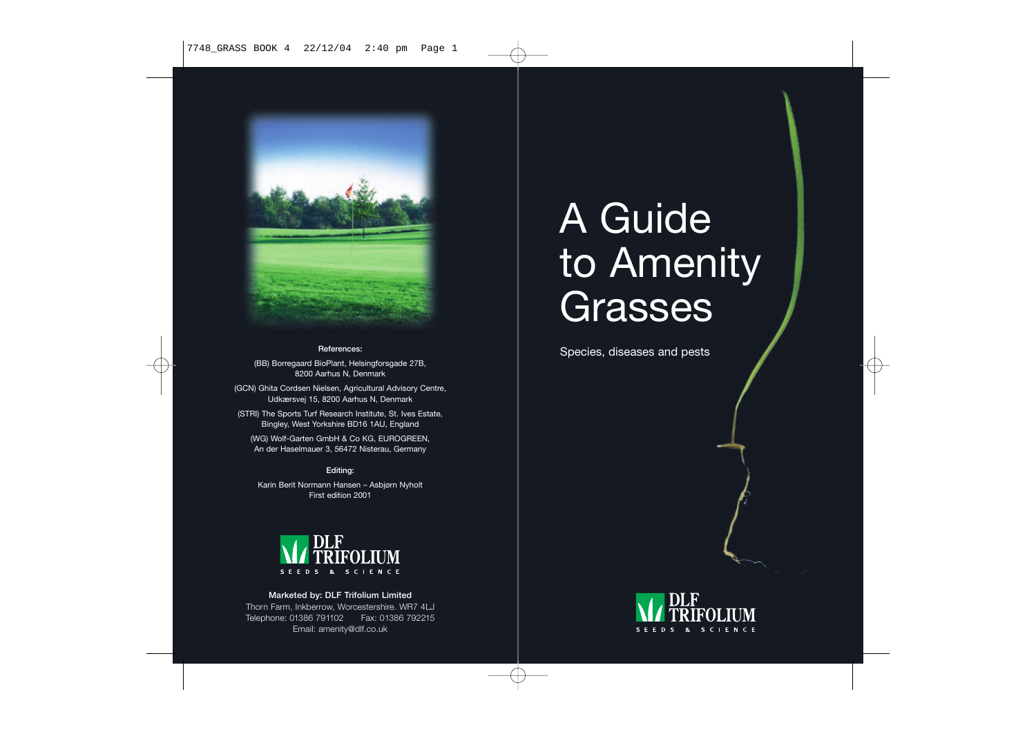# A Guide to Amenity Grasses

Species, diseases and pests

DLF TRIFOLIUM
SEEDS & SCIENCE

**References:**

(BB) Borregaard BioPlant, Helsingforsgade 27B, 8200 Aarhus N, Denmark

(GCN) Ghita Cordsen Nielsen, Agricultural Advisory Centre, Udkærsvej 15, 8200 Aarhus N, Denmark

(STRI) The Sports Turf Research Institute, St. Ives Estate, Bingley, West Yorkshire BD16 1AU, England

(WG) Wolf-Garten GmbH & Co KG, EUROGREEN, An der Haselmauer 3, 56472 Nisterau, Germany

**Editing:**

Karin Berit Normann Hansen – Asbjørn Nyholt
First edition 2001

DLF TRIFOLIUM
SEEDS & SCIENCE

**Marketed by: DLF Trifolium Limited**
Thorn Farm, Inkberrow, Worcestershire. WR7 4LJ
Telephone: 01386 791102 Fax: 01386 792215
Email: amenity@dlf.co.uk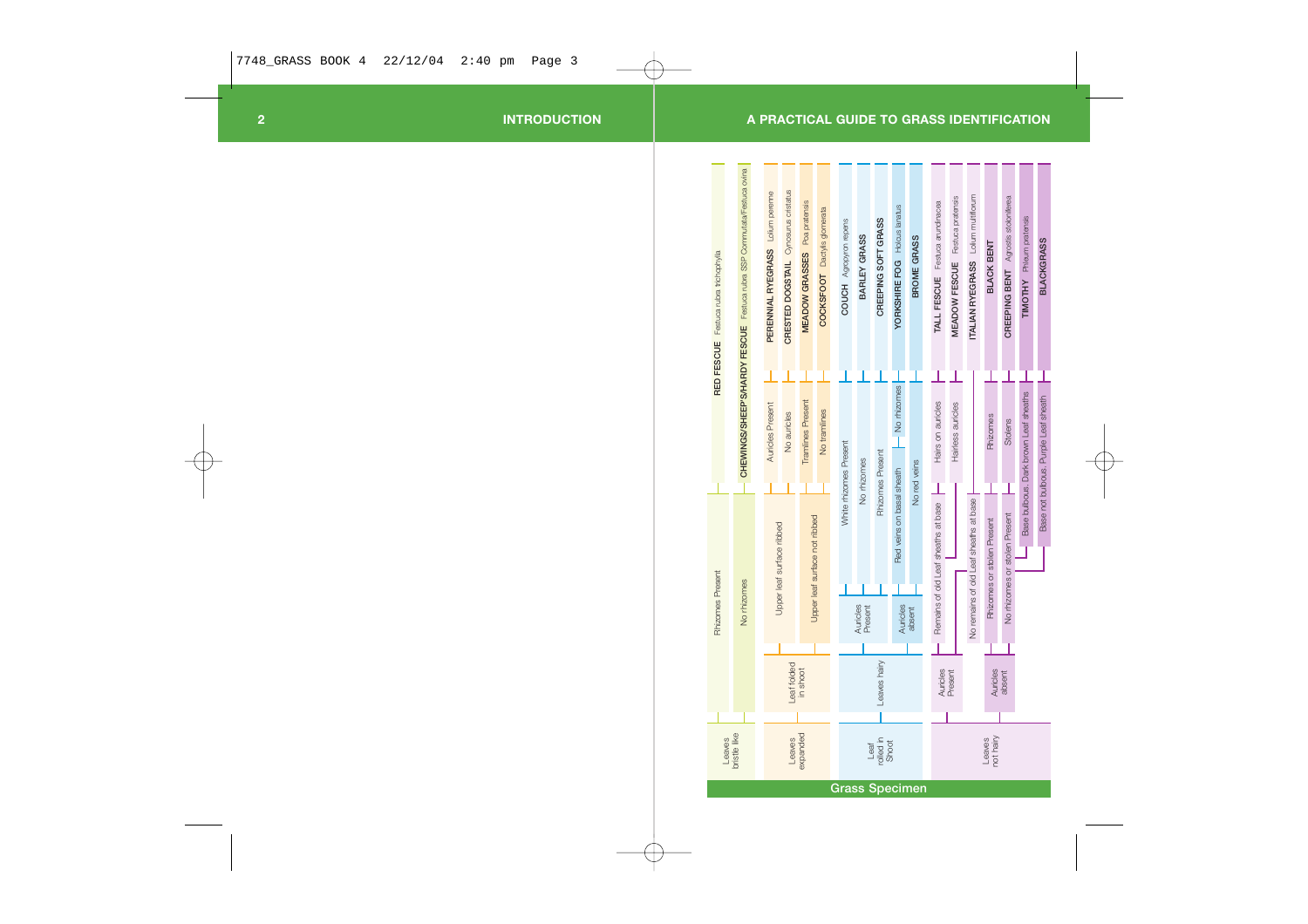**Grass Specimen**

- Leaves bristle like
  - Rhizomes Present
    - **RED FESCUE** *Festuca rubra trichophylla*
  - No rhizomes
    - **CHEWINGS/SHEEP'S/HARDY FESCUE** *Festuca rubra SSP Commutata/Festuca ovina*
- Leaves expanded
  - Leaf folded in shoot
    - Upper leaf surface ribbed
      - Auricles Present
        - **PERENNIAL RYEGRASS** *Lolium perenne*
      - No auricles
        - **CRESTED DOGSTAIL** *Cynosurus cristatus*
    - Upper leaf surface not ribbed
      - Tramlines Present
        - **MEADOW GRASSES** *Poa pratensis*
      - No tramlines
        - **COCKSFOOT** *Dactylis glomerata*
- Leaf rolled in Shoot
  - Leaves hairy
    - Auricles Present
      - White rhizomes Present
        - **COUCH** *Agropyron repens*
      - No rhizomes
        - **BARLEY GRASS**
    - Auricles absent
      - Rhizomes Present
        - **CREEPING SOFT GRASS**
      - Red veins on basal sheath
        - No rhizomes
          - **YORKSHIRE FOG** *Holcus lanatus*
      - No red veins
        - **BROME GRASS**
- Leaves not hairy
  - Auricles Present
    - Remains of old Leaf sheaths at base
      - Hairs on auricles
        - **TALL FESCUE** *Festuca arundinacea*
      - Hairless auricles
        - **MEADOW FESCUE** *Festuca pratensis*
    - No remains of old Leaf sheaths at base
      - **ITALIAN RYEGRASS** *Lolium multiflorum*
  - Auricles absent
    - Rhizomes or stolon Present
      - Rhizomes
        - **BLACK BENT**
      - Stolons
        - **CREEPING BENT** *Agrostis stolonifera*
    - No rhizomes or stolon Present
      - Base bulbous, Dark brown Leaf sheaths
        - **TIMOTHY** *Phleum pratensis*
      - Base not bulbous, Purple Leaf sheath
        - **BLACKGRASS**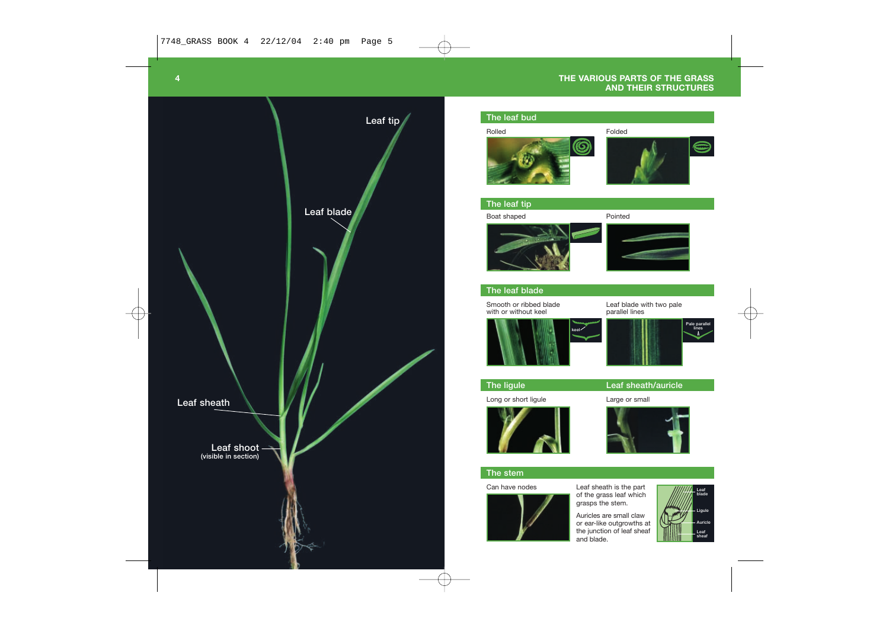# THE VARIOUS PARTS OF THE GRASS AND THEIR STRUCTURES

Leaf tip

Leaf blade

Leaf sheath

Leaf shoot
(visible in section)

## The leaf bud

Rolled

Folded

## The leaf tip

Boat shaped

Pointed

## The leaf blade

Smooth or ribbed blade with or without keel

keel

Leaf blade with two pale parallel lines

Pale parallel lines

## The ligule

Long or short ligule

## Leaf sheath/auricle

Large or small

## The stem

Can have nodes

Leaf sheath is the part of the grass leaf which grasps the stem.

Auricles are small claw or ear-like outgrowths at the junction of leaf sheaf and blade.

Leaf blade

Ligule

Auricle

Leaf sheaf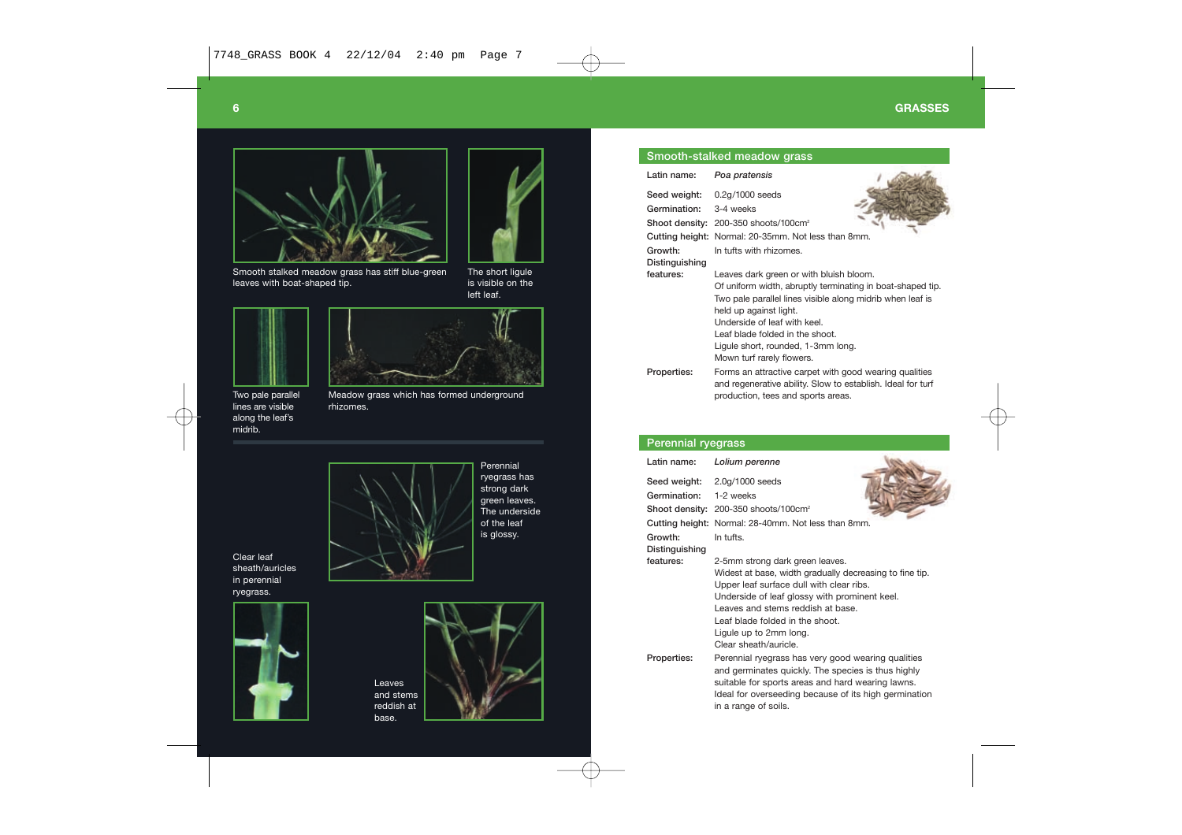Smooth stalked meadow grass has stiff blue-green leaves with boat-shaped tip.

The short ligule is visible on the left leaf.

Two pale parallel lines are visible along the leaf's midrib.

Meadow grass which has formed underground rhizomes.

Perennial ryegrass has strong dark green leaves. The underside of the leaf is glossy.

Clear leaf sheath/auricles in perennial ryegrass.

Leaves and stems reddish at base.

## Smooth-stalked meadow grass

| | |
|---|---|
| Latin name: | *Poa pratensis* |
| Seed weight: | 0.2g/1000 seeds |
| Germination: | 3-4 weeks |
| Shoot density: | 200-350 shoots/100cm² |
| Cutting height: | Normal: 20-35mm. Not less than 8mm. |
| Growth: | In tufts with rhizomes. |
| Distinguishing features: | Leaves dark green or with bluish bloom.<br>Of uniform width, abruptly terminating in boat-shaped tip.<br>Two pale parallel lines visible along midrib when leaf is held up against light.<br>Underside of leaf with keel.<br>Leaf blade folded in the shoot.<br>Ligule short, rounded, 1-3mm long.<br>Mown turf rarely flowers. |
| Properties: | Forms an attractive carpet with good wearing qualities and regenerative ability. Slow to establish. Ideal for turf production, tees and sports areas. |

## Perennial ryegrass

| | |
|---|---|
| Latin name: | *Lolium perenne* |
| Seed weight: | 2.0g/1000 seeds |
| Germination: | 1-2 weeks |
| Shoot density: | 200-350 shoots/100cm² |
| Cutting height: | Normal: 28-40mm. Not less than 8mm. |
| Growth: | In tufts. |
| Distinguishing features: | 2-5mm strong dark green leaves.<br>Widest at base, width gradually decreasing to fine tip.<br>Upper leaf surface dull with clear ribs.<br>Underside of leaf glossy with prominent keel.<br>Leaves and stems reddish at base.<br>Leaf blade folded in the shoot.<br>Ligule up to 2mm long.<br>Clear sheath/auricle. |
| Properties: | Perennial ryegrass has very good wearing qualities and germinates quickly. The species is thus highly suitable for sports areas and hard wearing lawns. Ideal for overseeding because of its high germination in a range of soils. |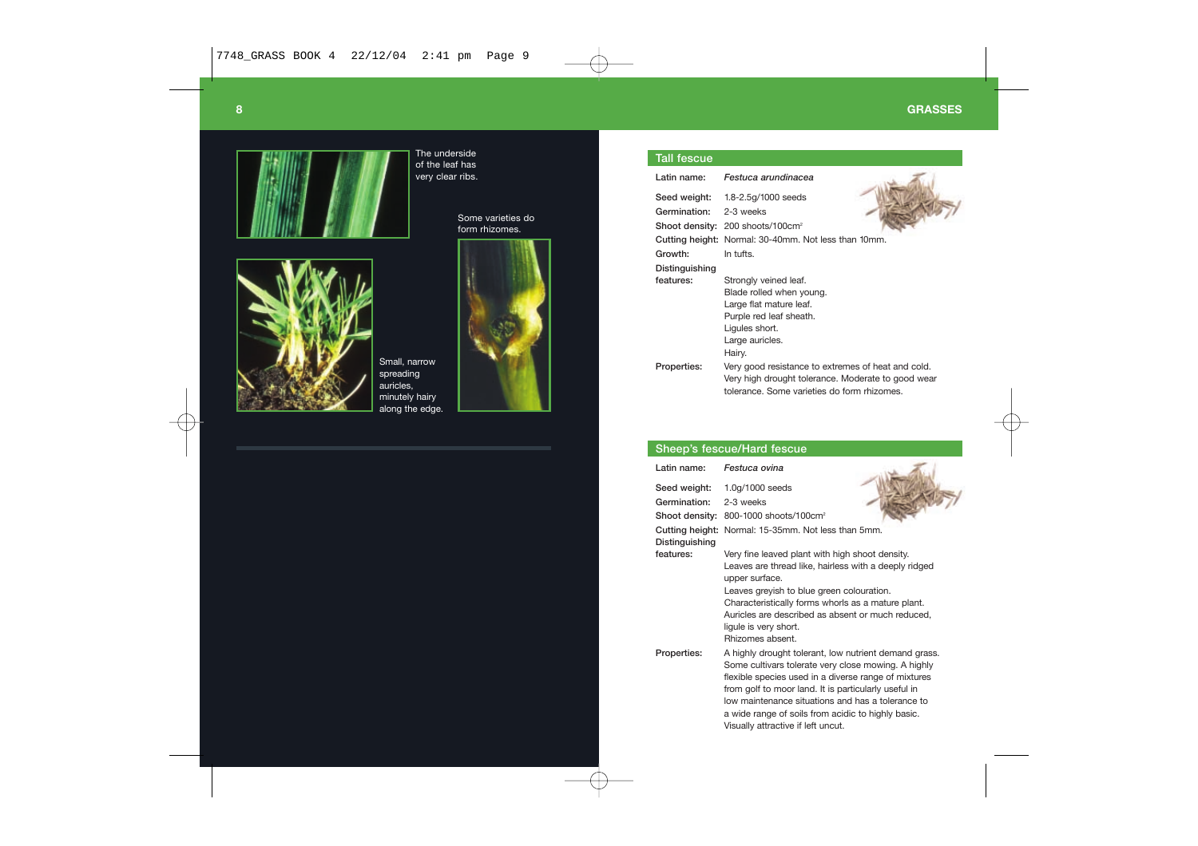The underside of the leaf has very clear ribs.

Some varieties do form rhizomes.

Small, narrow spreading auricles, minutely hairy along the edge.

## Tall fescue

| | |
|---|---|
| Latin name: | *Festuca arundinacea* |
| Seed weight: | 1.8-2.5g/1000 seeds |
| Germination: | 2-3 weeks |
| Shoot density: | 200 shoots/100cm² |
| Cutting height: | Normal: 30-40mm. Not less than 10mm. |
| Growth: | In tufts. |
| Distinguishing features: | Strongly veined leaf.<br>Blade rolled when young.<br>Large flat mature leaf.<br>Purple red leaf sheath.<br>Ligules short.<br>Large auricles.<br>Hairy. |
| Properties: | Very good resistance to extremes of heat and cold. Very high drought tolerance. Moderate to good wear tolerance. Some varieties do form rhizomes. |

## Sheep's fescue/Hard fescue

| | |
|---|---|
| Latin name: | *Festuca ovina* |
| Seed weight: | 1.0g/1000 seeds |
| Germination: | 2-3 weeks |
| Shoot density: | 800-1000 shoots/100cm² |
| Cutting height: | Normal: 15-35mm. Not less than 5mm. |
| Distinguishing features: | Very fine leaved plant with high shoot density.<br>Leaves are thread like, hairless with a deeply ridged upper surface.<br>Leaves greyish to blue green colouration.<br>Characteristically forms whorls as a mature plant.<br>Auricles are described as absent or much reduced, ligule is very short.<br>Rhizomes absent. |
| Properties: | A highly drought tolerant, low nutrient demand grass. Some cultivars tolerate very close mowing. A highly flexible species used in a diverse range of mixtures from golf to moor land. It is particularly useful in low maintenance situations and has a tolerance to a wide range of soils from acidic to highly basic. Visually attractive if left uncut. |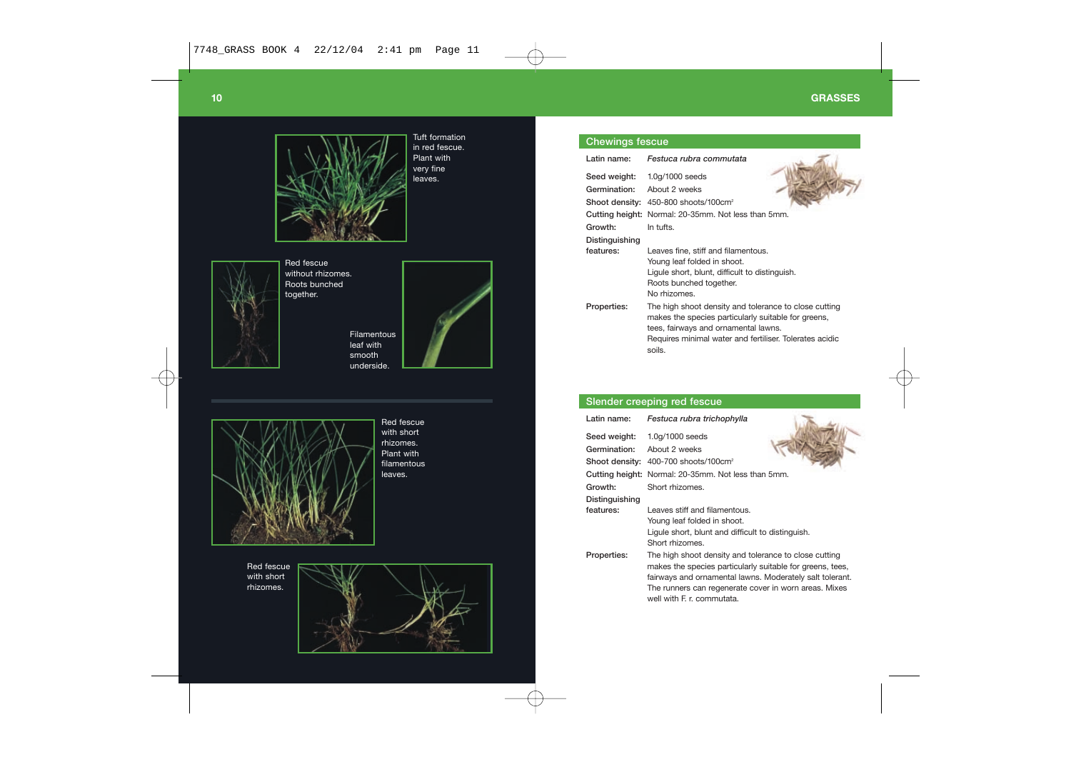Tuft formation in red fescue. Plant with very fine leaves.

Red fescue without rhizomes. Roots bunched together.

Filamentous leaf with smooth underside.

Red fescue with short rhizomes. Plant with filamentous leaves.

Red fescue with short rhizomes.

## Chewings fescue

| | |
|---|---|
| Latin name: | *Festuca rubra commutata* |
| Seed weight: | 1.0g/1000 seeds |
| Germination: | About 2 weeks |
| Shoot density: | 450-800 shoots/100cm$^2$ |
| Cutting height: | Normal: 20-35mm. Not less than 5mm. |
| Growth: | In tufts. |
| Distinguishing features: | Leaves fine, stiff and filamentous.<br>Young leaf folded in shoot.<br>Ligule short, blunt, difficult to distinguish.<br>Roots bunched together.<br>No rhizomes. |
| Properties: | The high shoot density and tolerance to close cutting makes the species particularly suitable for greens, tees, fairways and ornamental lawns.<br>Requires minimal water and fertiliser. Tolerates acidic soils. |

## Slender creeping red fescue

| | |
|---|---|
| Latin name: | *Festuca rubra trichophylla* |
| Seed weight: | 1.0g/1000 seeds |
| Germination: | About 2 weeks |
| Shoot density: | 400-700 shoots/100cm$^2$ |
| Cutting height: | Normal: 20-35mm. Not less than 5mm. |
| Growth: | Short rhizomes. |
| Distinguishing features: | Leaves stiff and filamentous.<br>Young leaf folded in shoot.<br>Ligule short, blunt and difficult to distinguish.<br>Short rhizomes. |
| Properties: | The high shoot density and tolerance to close cutting makes the species particularly suitable for greens, tees, fairways and ornamental lawns. Moderately salt tolerant. The runners can regenerate cover in worn areas. Mixes well with F. r. commutata. |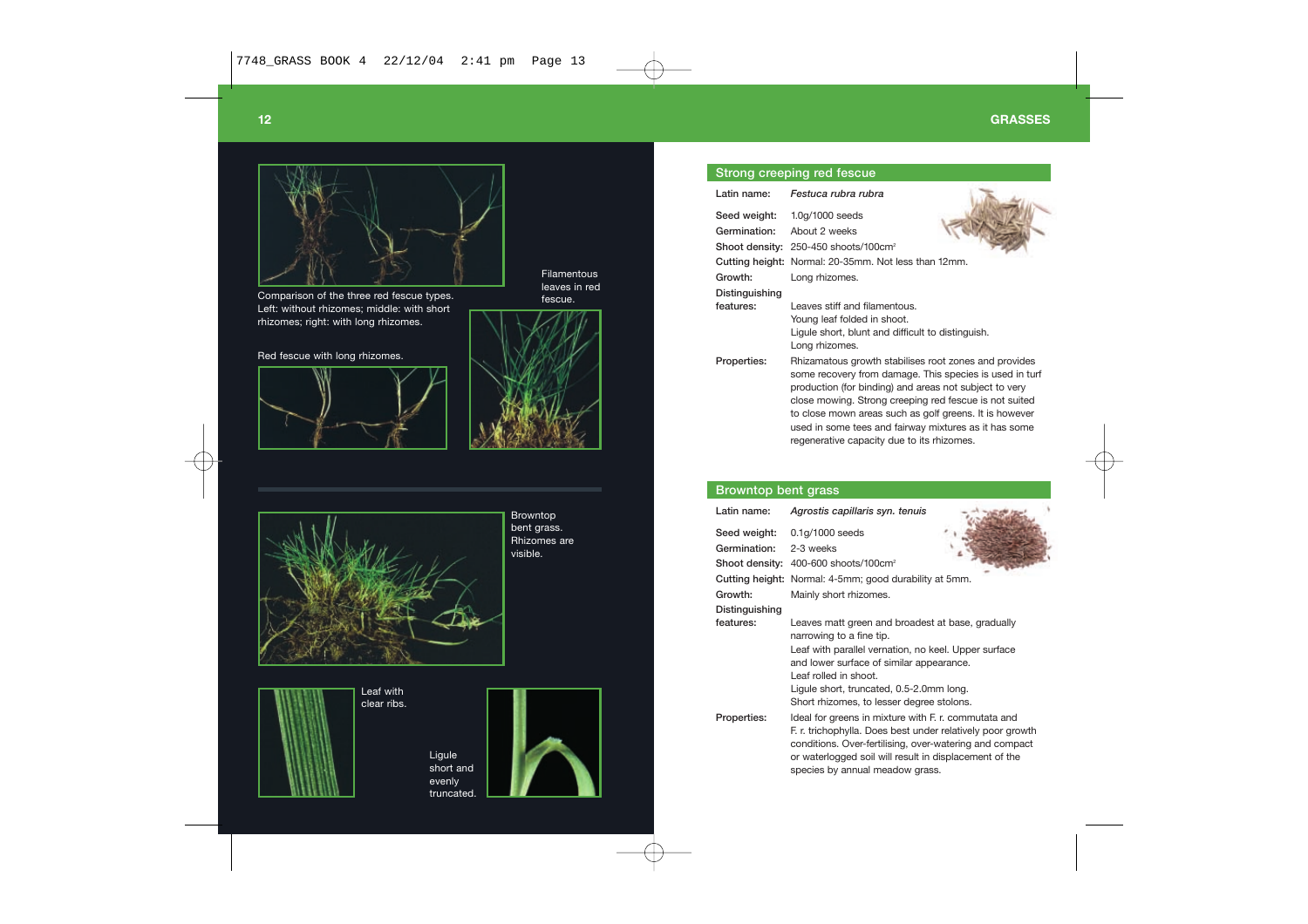Comparison of the three red fescue types. Left: without rhizomes; middle: with short rhizomes; right: with long rhizomes.

Filamentous leaves in red fescue.

Red fescue with long rhizomes.

Browntop bent grass. Rhizomes are visible.

Leaf with clear ribs.

Ligule short and evenly truncated.

## Strong creeping red fescue

| | |
|---|---|
| Latin name: | *Festuca rubra rubra* |
| Seed weight: | 1.0g/1000 seeds |
| Germination: | About 2 weeks |
| Shoot density: | 250-450 shoots/100cm$^2$ |
| Cutting height: | Normal: 20-35mm. Not less than 12mm. |
| Growth: | Long rhizomes. |
| Distinguishing features: | Leaves stiff and filamentous. Young leaf folded in shoot. Ligule short, blunt and difficult to distinguish. Long rhizomes. |
| Properties: | Rhizamatous growth stabilises root zones and provides some recovery from damage. This species is used in turf production (for binding) and areas not subject to very close mowing. Strong creeping red fescue is not suited to close mown areas such as golf greens. It is however used in some tees and fairway mixtures as it has some regenerative capacity due to its rhizomes. |

## Browntop bent grass

| | |
|---|---|
| Latin name: | *Agrostis capillaris syn. tenuis* |
| Seed weight: | 0.1g/1000 seeds |
| Germination: | 2-3 weeks |
| Shoot density: | 400-600 shoots/100cm$^2$ |
| Cutting height: | Normal: 4-5mm; good durability at 5mm. |
| Growth: | Mainly short rhizomes. |
| Distinguishing features: | Leaves matt green and broadest at base, gradually narrowing to a fine tip. Leaf with parallel vernation, no keel. Upper surface and lower surface of similar appearance. Leaf rolled in shoot. Ligule short, truncated, 0.5-2.0mm long. Short rhizomes, to lesser degree stolons. |
| Properties: | Ideal for greens in mixture with F. r. commutata and F. r. trichophylla. Does best under relatively poor growth conditions. Over-fertilising, over-watering and compact or waterlogged soil will result in displacement of the species by annual meadow grass. |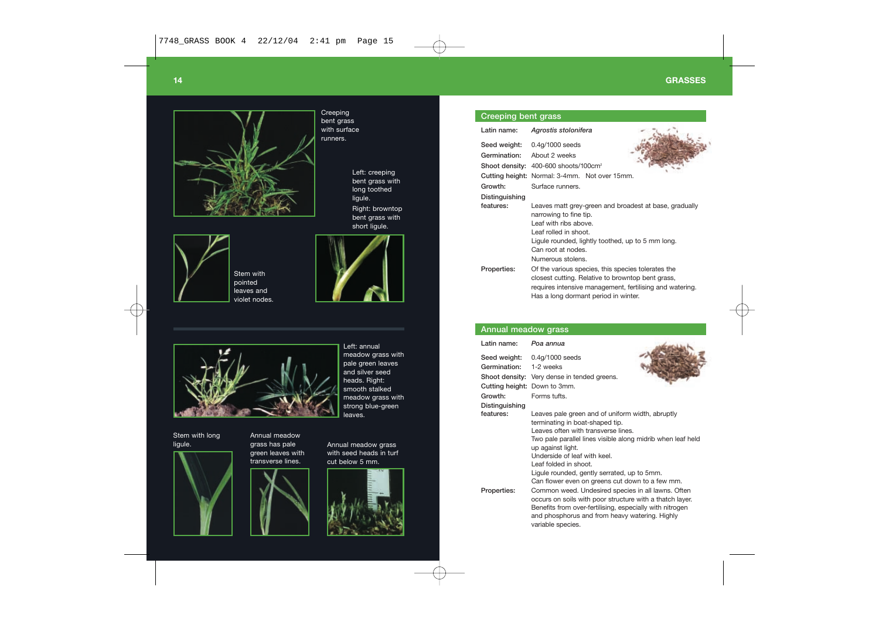Creeping bent grass with surface runners.

Left: creeping bent grass with long toothed ligule.

Right: browntop bent grass with short ligule.

Stem with pointed leaves and violet nodes.

Left: annual meadow grass with pale green leaves and silver seed heads. Right: smooth stalked meadow grass with strong blue-green leaves.

Stem with long ligule.

Annual meadow grass has pale green leaves with transverse lines.

Annual meadow grass with seed heads in turf cut below 5 mm.

## Creeping bent grass

| | |
|---|---|
| Latin name: | *Agrostis stolonifera* |
| Seed weight: | 0.4g/1000 seeds |
| Germination: | About 2 weeks |
| Shoot density: | 400-600 shoots/100cm² |
| Cutting height: | Normal: 3-4mm. Not over 15mm. |
| Growth: | Surface runners. |
| Distinguishing features: | Leaves matt grey-green and broadest at base, gradually narrowing to fine tip.<br>Leaf with ribs above.<br>Leaf rolled in shoot.<br>Ligule rounded, lightly toothed, up to 5 mm long.<br>Can root at nodes.<br>Numerous stolens. |
| Properties: | Of the various species, this species tolerates the closest cutting. Relative to browntop bent grass, requires intensive management, fertilising and watering. Has a long dormant period in winter. |

## Annual meadow grass

| | |
|---|---|
| Latin name: | *Poa annua* |
| Seed weight: | 0.4g/1000 seeds |
| Germination: | 1-2 weeks |
| Shoot density: | Very dense in tended greens. |
| Cutting height: | Down to 3mm. |
| Growth: | Forms tufts. |
| Distinguishing features: | Leaves pale green and of uniform width, abruptly terminating in boat-shaped tip.<br>Leaves often with transverse lines.<br>Two pale parallel lines visible along midrib when leaf held up against light.<br>Underside of leaf with keel.<br>Leaf folded in shoot.<br>Ligule rounded, gently serrated, up to 5mm.<br>Can flower even on greens cut down to a few mm. |
| Properties: | Common weed. Undesired species in all lawns. Often occurs on soils with poor structure with a thatch layer. Benefits from over-fertilising, especially with nitrogen and phosphorus and from heavy watering. Highly variable species. |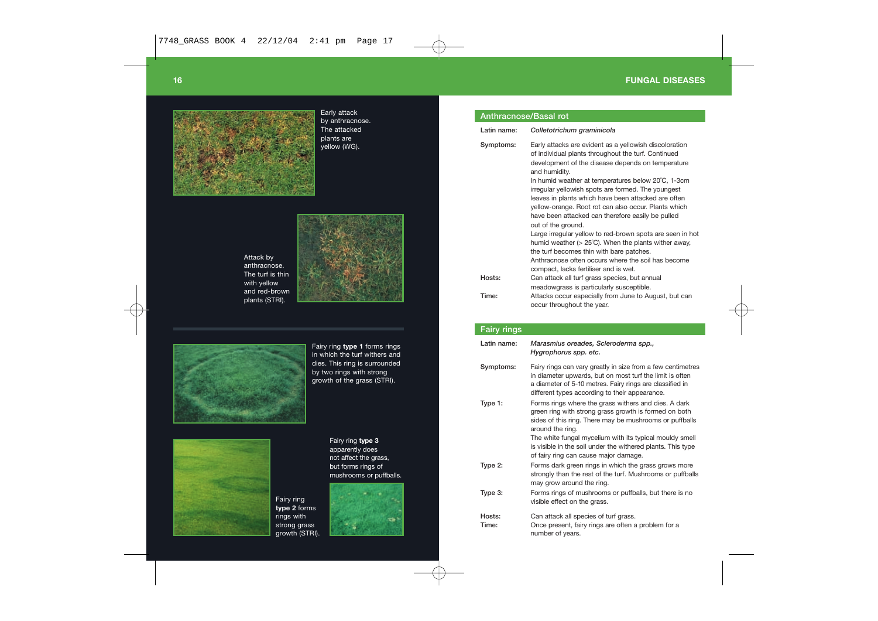Early attack by anthracnose. The attacked plants are yellow (WG).

Attack by anthracnose. The turf is thin with yellow and red-brown plants (STRI).

Fairy ring **type 1** forms rings in which the turf withers and dies. This ring is surrounded by two rings with strong growth of the grass (STRI).

Fairy ring **type 3** apparently does not affect the grass, but forms rings of mushrooms or puffballs.

Fairy ring **type 2** forms rings with strong grass growth (STRI).

## Anthracnose/Basal rot

| | |
|---|---|
| Latin name: | ***Colletotrichum graminicola*** |
| Symptoms: | Early attacks are evident as a yellowish discoloration of individual plants throughout the turf. Continued development of the disease depends on temperature and humidity.<br>In humid weather at temperatures below 20˚C, 1-3cm irregular yellowish spots are formed. The youngest leaves in plants which have been attacked are often yellow-orange. Root rot can also occur. Plants which have been attacked can therefore easily be pulled out of the ground.<br>Large irregular yellow to red-brown spots are seen in hot humid weather (> 25˚C). When the plants wither away, the turf becomes thin with bare patches.<br>Anthracnose often occurs where the soil has become compact, lacks fertiliser and is wet. |
| Hosts: | Can attack all turf grass species, but annual meadowgrass is particularly susceptible. |
| Time: | Attacks occur especially from June to August, but can occur throughout the year. |

## Fairy rings

| | |
|---|---|
| Latin name: | ***Marasmius oreades, Scleroderma spp., Hygrophorus spp. etc.*** |
| Symptoms: | Fairy rings can vary greatly in size from a few centimetres in diameter upwards, but on most turf the limit is often a diameter of 5-10 metres. Fairy rings are classified in different types according to their appearance. |
| Type 1: | Forms rings where the grass withers and dies. A dark green ring with strong grass growth is formed on both sides of this ring. There may be mushrooms or puffballs around the ring.<br>The white fungal mycelium with its typical mouldy smell is visible in the soil under the withered plants. This type of fairy ring can cause major damage. |
| Type 2: | Forms dark green rings in which the grass grows more strongly than the rest of the turf. Mushrooms or puffballs may grow around the ring. |
| Type 3: | Forms rings of mushrooms or puffballs, but there is no visible effect on the grass. |
| Hosts: | Can attack all species of turf grass. |
| Time: | Once present, fairy rings are often a problem for a number of years. |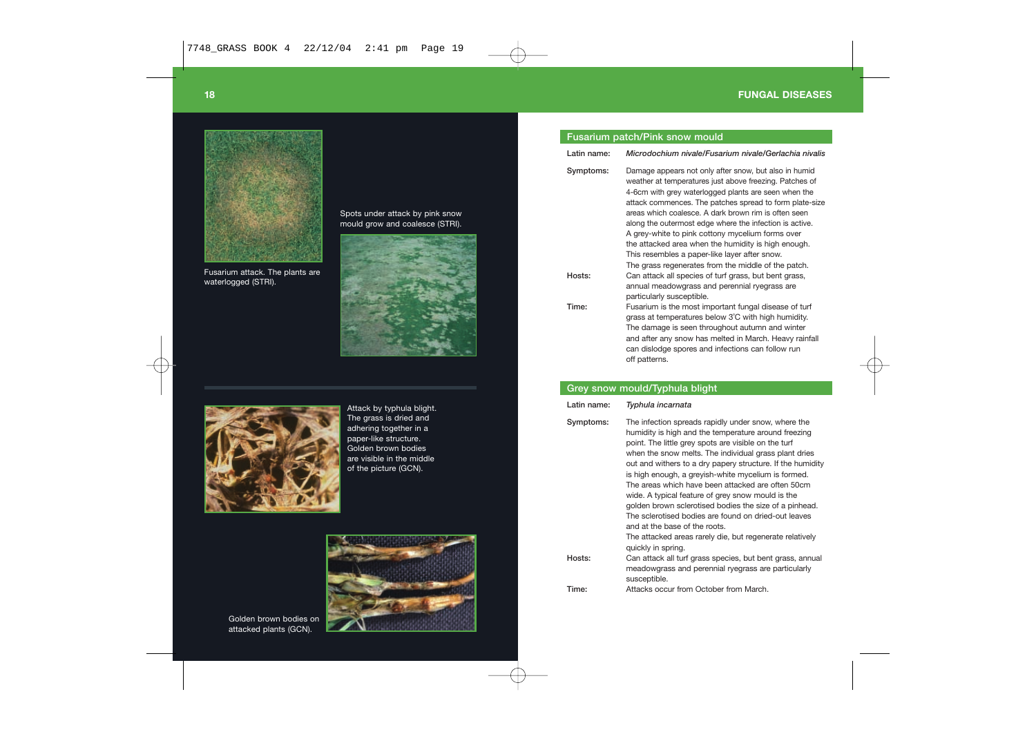Fusarium attack. The plants are waterlogged (STRI).

Spots under attack by pink snow mould grow and coalesce (STRI).

Attack by typhula blight. The grass is dried and adhering together in a paper-like structure. Golden brown bodies are visible in the middle of the picture (GCN).

Golden brown bodies on attacked plants (GCN).

## Fusarium patch/Pink snow mould

**Latin name:** *Microdochium nivale/Fusarium nivale/Gerlachia nivalis*

**Symptoms:** Damage appears not only after snow, but also in humid weather at temperatures just above freezing. Patches of 4-6cm with grey waterlogged plants are seen when the attack commences. The patches spread to form plate-size areas which coalesce. A dark brown rim is often seen along the outermost edge where the infection is active. A grey-white to pink cottony mycelium forms over the attacked area when the humidity is high enough. This resembles a paper-like layer after snow. The grass regenerates from the middle of the patch.

**Hosts:** Can attack all species of turf grass, but bent grass, annual meadowgrass and perennial ryegrass are particularly susceptible.

**Time:** Fusarium is the most important fungal disease of turf grass at temperatures below 3°C with high humidity. The damage is seen throughout autumn and winter and after any snow has melted in March. Heavy rainfall can dislodge spores and infections can follow run off patterns.

## Grey snow mould/Typhula blight

**Latin name:** *Typhula incarnata*

**Symptoms:** The infection spreads rapidly under snow, where the humidity is high and the temperature around freezing point. The little grey spots are visible on the turf when the snow melts. The individual grass plant dries out and withers to a dry papery structure. If the humidity is high enough, a greyish-white mycelium is formed. The areas which have been attacked are often 50cm wide. A typical feature of grey snow mould is the golden brown sclerotised bodies the size of a pinhead. The sclerotised bodies are found on dried-out leaves and at the base of the roots.
The attacked areas rarely die, but regenerate relatively quickly in spring.

**Hosts:** Can attack all turf grass species, but bent grass, annual meadowgrass and perennial ryegrass are particularly susceptible.

**Time:** Attacks occur from October from March.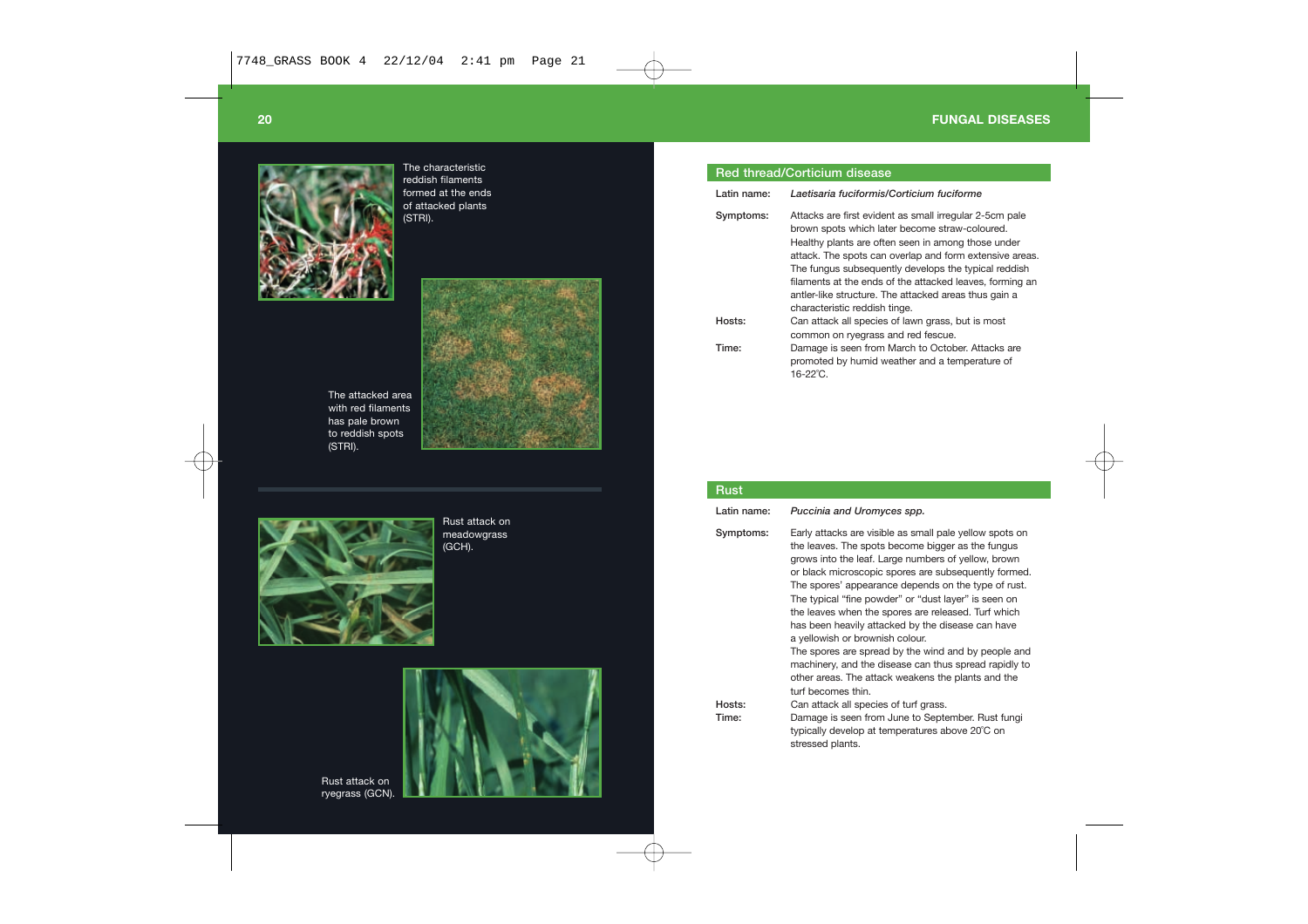The characteristic reddish filaments formed at the ends of attacked plants (STRI).

The attacked area with red filaments has pale brown to reddish spots (STRI).

Rust attack on meadowgrass (GCH).

Rust attack on ryegrass (GCN).

## Red thread/Corticium disease

| | |
|---|---|
| Latin name: | *Laetisaria fuciformis/Corticium fuciforme* |
| Symptoms: | Attacks are first evident as small irregular 2-5cm pale brown spots which later become straw-coloured. Healthy plants are often seen in among those under attack. The spots can overlap and form extensive areas. The fungus subsequently develops the typical reddish filaments at the ends of the attacked leaves, forming an antler-like structure. The attacked areas thus gain a characteristic reddish tinge. |
| Hosts: | Can attack all species of lawn grass, but is most common on ryegrass and red fescue. |
| Time: | Damage is seen from March to October. Attacks are promoted by humid weather and a temperature of 16-22˚C. |

## Rust

| | |
|---|---|
| Latin name: | *Puccinia and Uromyces spp.* |
| Symptoms: | Early attacks are visible as small pale yellow spots on the leaves. The spots become bigger as the fungus grows into the leaf. Large numbers of yellow, brown or black microscopic spores are subsequently formed. The spores' appearance depends on the type of rust. The typical "fine powder" or "dust layer" is seen on the leaves when the spores are released. Turf which has been heavily attacked by the disease can have a yellowish or brownish colour. The spores are spread by the wind and by people and machinery, and the disease can thus spread rapidly to other areas. The attack weakens the plants and the turf becomes thin. |
| Hosts: | Can attack all species of turf grass. |
| Time: | Damage is seen from June to September. Rust fungi typically develop at temperatures above 20˚C on stressed plants. |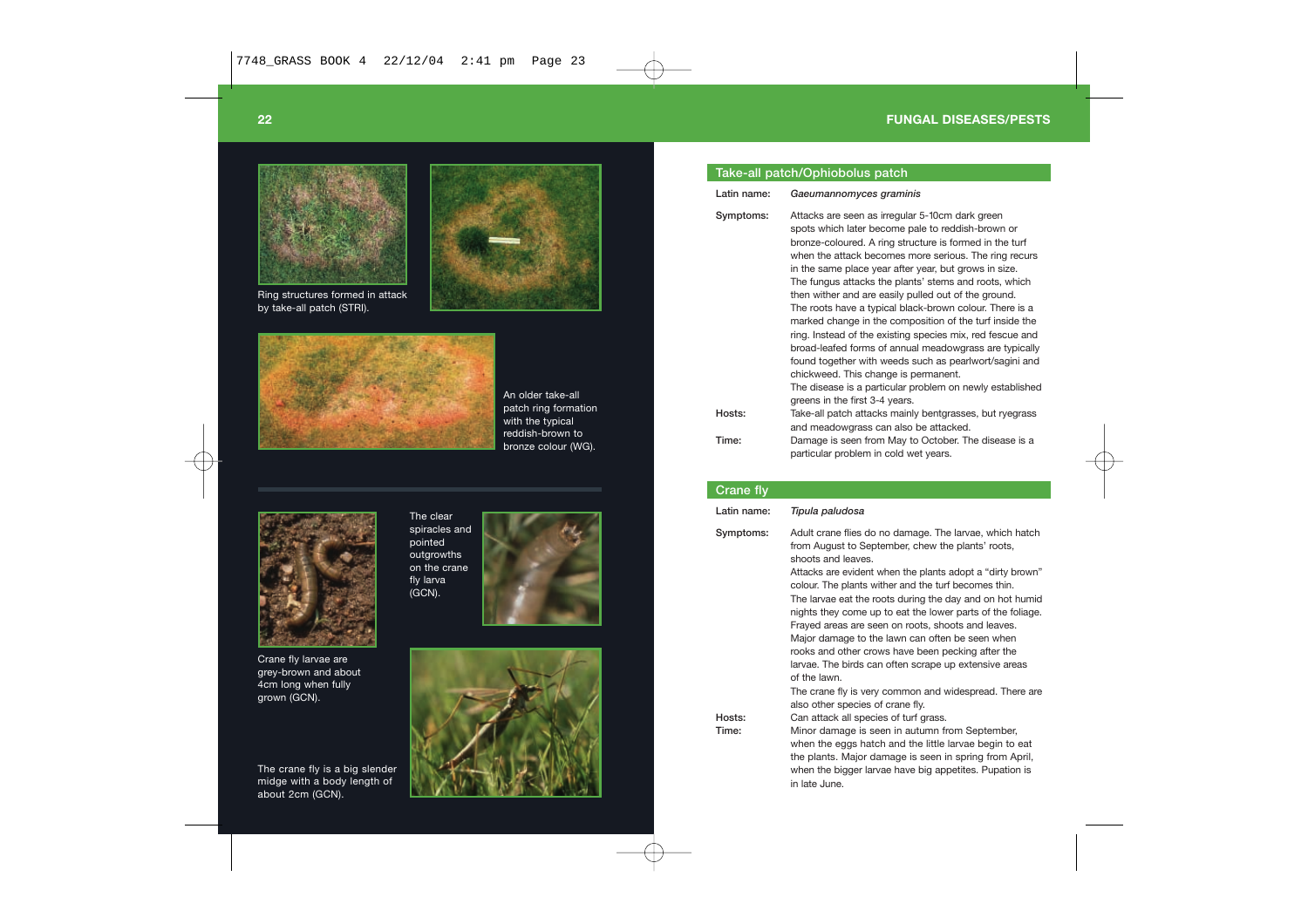Ring structures formed in attack by take-all patch (STRI).

An older take-all patch ring formation with the typical reddish-brown to bronze colour (WG).

The clear spiracles and pointed outgrowths on the crane fly larva (GCN).

Crane fly larvae are grey-brown and about 4cm long when fully grown (GCN).

The crane fly is a big slender midge with a body length of about 2cm (GCN).

## Take-all patch/Ophiobolus patch

**Latin name:** ***Gaeumannomyces graminis***

**Symptoms:** Attacks are seen as irregular 5-10cm dark green spots which later become pale to reddish-brown or bronze-coloured. A ring structure is formed in the turf when the attack becomes more serious. The ring recurs in the same place year after year, but grows in size. The fungus attacks the plants' stems and roots, which then wither and are easily pulled out of the ground. The roots have a typical black-brown colour. There is a marked change in the composition of the turf inside the ring. Instead of the existing species mix, red fescue and broad-leafed forms of annual meadowgrass are typically found together with weeds such as pearlwort/sagini and chickweed. This change is permanent.
The disease is a particular problem on newly established greens in the first 3-4 years.

**Hosts:** Take-all patch attacks mainly bentgrasses, but ryegrass and meadowgrass can also be attacked.

**Time:** Damage is seen from May to October. The disease is a particular problem in cold wet years.

## Crane fly

**Latin name:** ***Tipula paludosa***

**Symptoms:** Adult crane flies do no damage. The larvae, which hatch from August to September, chew the plants' roots, shoots and leaves.
Attacks are evident when the plants adopt a "dirty brown" colour. The plants wither and the turf becomes thin.
The larvae eat the roots during the day and on hot humid nights they come up to eat the lower parts of the foliage. Frayed areas are seen on roots, shoots and leaves.
Major damage to the lawn can often be seen when rooks and other crows have been pecking after the larvae. The birds can often scrape up extensive areas of the lawn.
The crane fly is very common and widespread. There are also other species of crane fly.

**Hosts:** Can attack all species of turf grass.

**Time:** Minor damage is seen in autumn from September, when the eggs hatch and the little larvae begin to eat the plants. Major damage is seen in spring from April, when the bigger larvae have big appetites. Pupation is in late June.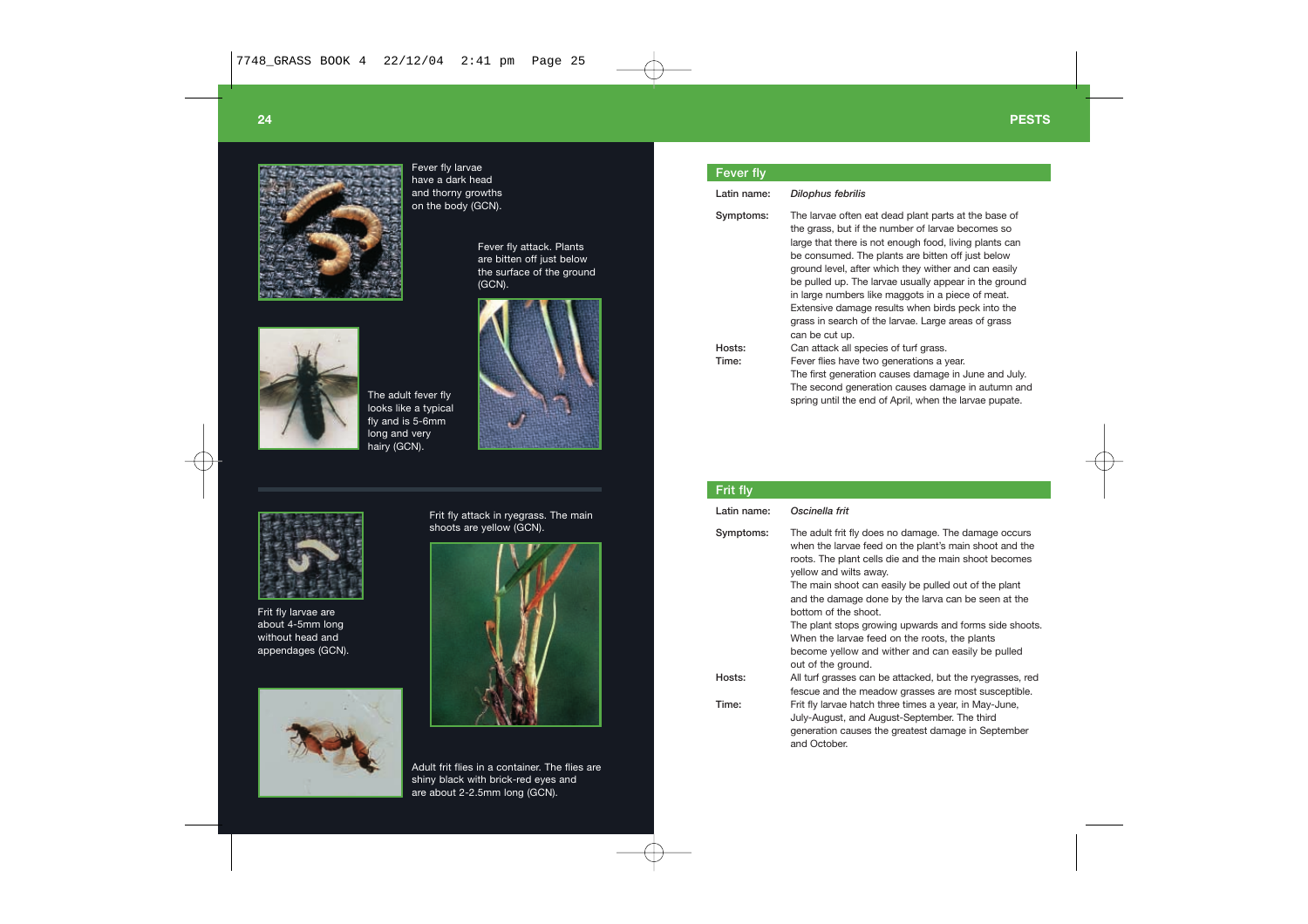Fever fly larvae have a dark head and thorny growths on the body (GCN).

Fever fly attack. Plants are bitten off just below the surface of the ground (GCN).

The adult fever fly looks like a typical fly and is 5-6mm long and very hairy (GCN).

Frit fly larvae are about 4-5mm long without head and appendages (GCN).

Frit fly attack in ryegrass. The main shoots are yellow (GCN).

Adult frit flies in a container. The flies are shiny black with brick-red eyes and are about 2-2.5mm long (GCN).

## Fever fly

**Latin name:** *Dilophus febrilis*

**Symptoms:** The larvae often eat dead plant parts at the base of the grass, but if the number of larvae becomes so large that there is not enough food, living plants can be consumed. The plants are bitten off just below ground level, after which they wither and can easily be pulled up. The larvae usually appear in the ground in large numbers like maggots in a piece of meat. Extensive damage results when birds peck into the grass in search of the larvae. Large areas of grass can be cut up.

**Hosts:** Can attack all species of turf grass.

**Time:** Fever flies have two generations a year. The first generation causes damage in June and July. The second generation causes damage in autumn and spring until the end of April, when the larvae pupate.

## Frit fly

**Latin name:** *Oscinella frit*

**Symptoms:** The adult frit fly does no damage. The damage occurs when the larvae feed on the plant's main shoot and the roots. The plant cells die and the main shoot becomes yellow and wilts away.
The main shoot can easily be pulled out of the plant and the damage done by the larva can be seen at the bottom of the shoot.
The plant stops growing upwards and forms side shoots. When the larvae feed on the roots, the plants become yellow and wither and can easily be pulled out of the ground.

**Hosts:** All turf grasses can be attacked, but the ryegrasses, red fescue and the meadow grasses are most susceptible.

**Time:** Frit fly larvae hatch three times a year, in May-June, July-August, and August-September. The third generation causes the greatest damage in September and October.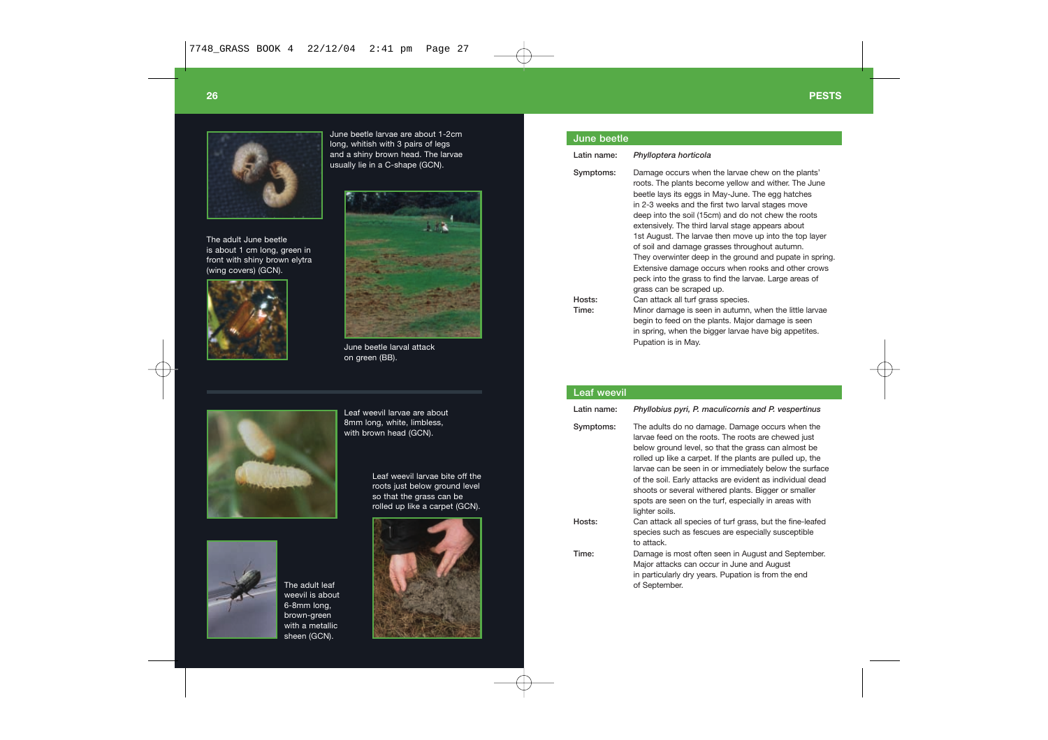June beetle larvae are about 1-2cm long, whitish with 3 pairs of legs and a shiny brown head. The larvae usually lie in a C-shape (GCN).

The adult June beetle is about 1 cm long, green in front with shiny brown elytra (wing covers) (GCN).

June beetle larval attack on green (BB).

Leaf weevil larvae are about 8mm long, white, limbless, with brown head (GCN).

Leaf weevil larvae bite off the roots just below ground level so that the grass can be rolled up like a carpet (GCN).

The adult leaf weevil is about 6-8mm long, brown-green with a metallic sheen (GCN).

## June beetle

**Latin name:** *Phyllopterа horticola*

**Symptoms:** Damage occurs when the larvae chew on the plants' roots. The plants become yellow and wither. The June beetle lays its eggs in May-June. The egg hatches in 2-3 weeks and the first two larval stages move deep into the soil (15cm) and do not chew the roots extensively. The third larval stage appears about 1st August. The larvae then move up into the top layer of soil and damage grasses throughout autumn. They overwinter deep in the ground and pupate in spring. Extensive damage occurs when rooks and other crows peck into the grass to find the larvae. Large areas of grass can be scraped up.

**Hosts:** Can attack all turf grass species.

**Time:** Minor damage is seen in autumn, when the little larvae begin to feed on the plants. Major damage is seen in spring, when the bigger larvae have big appetites. Pupation is in May.

## Leaf weevil

**Latin name:** *Phyllobius pyri, P. maculicornis and P. vespertinus*

**Symptoms:** The adults do no damage. Damage occurs when the larvae feed on the roots. The roots are chewed just below ground level, so that the grass can almost be rolled up like a carpet. If the plants are pulled up, the larvae can be seen in or immediately below the surface of the soil. Early attacks are evident as individual dead shoots or several withered plants. Bigger or smaller spots are seen on the turf, especially in areas with lighter soils.

**Hosts:** Can attack all species of turf grass, but the fine-leafed species such as fescues are especially susceptible to attack.

**Time:** Damage is most often seen in August and September. Major attacks can occur in June and August in particularly dry years. Pupation is from the end of September.